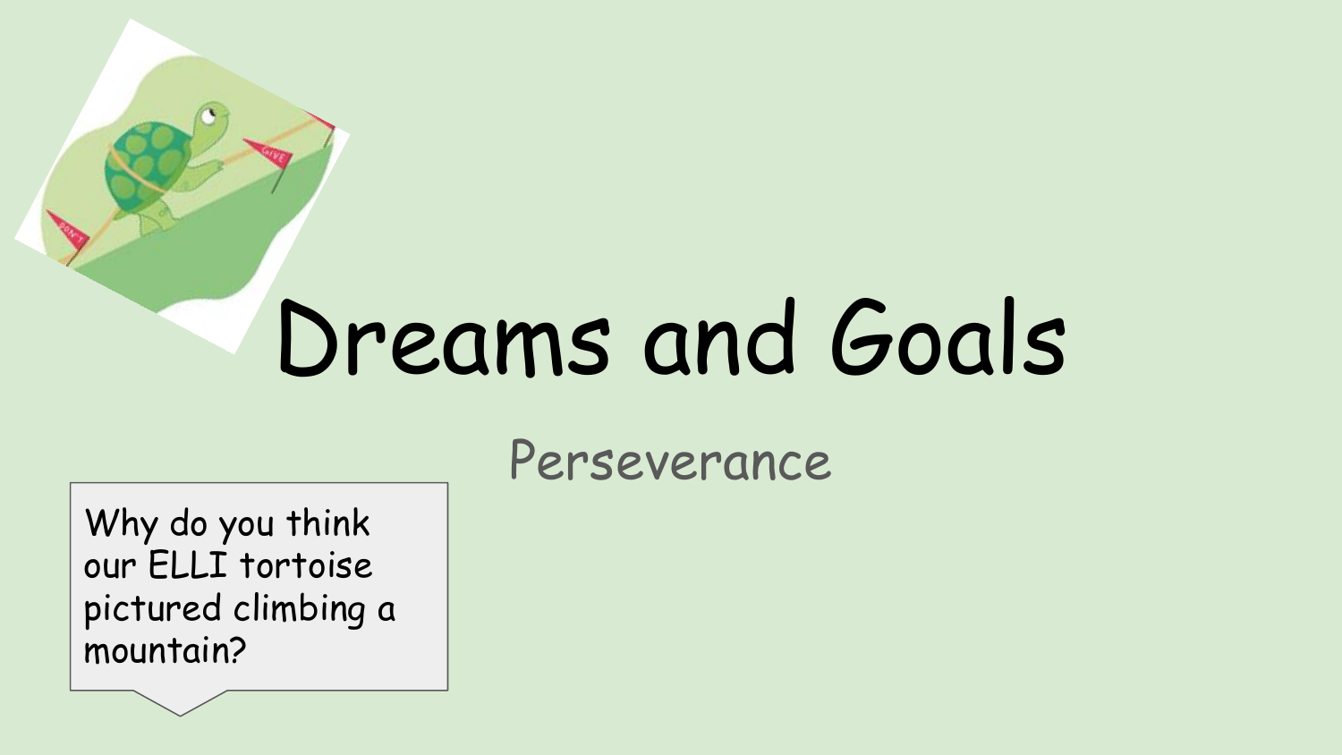# Dreams and Goals

## Perseverance

Why do you think our ELLI tortoise pictured climbing a mountain?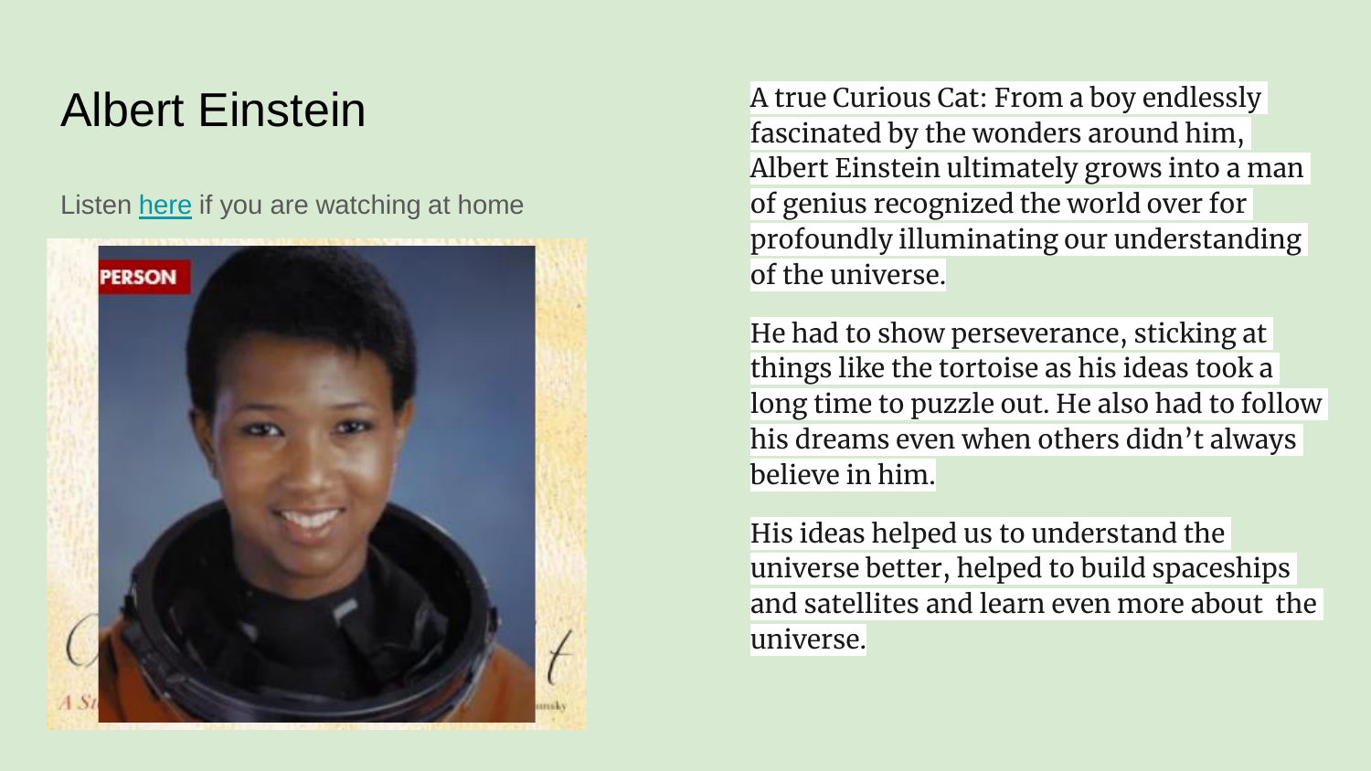# Albert Einstein

Listen here if you are watching at home

A true Curious Cat: From a boy endlessly fascinated by the wonders around him, Albert Einstein ultimately grows into a man of genius recognized the world over for profoundly illuminating our understanding of the universe.

He had to show perseverance, sticking at things like the tortoise as his ideas took a long time to puzzle out. He also had to follow his dreams even when others didn't always believe in him.

His ideas helped us to understand the universe better, helped to build spaceships and satellites and learn even more about the universe.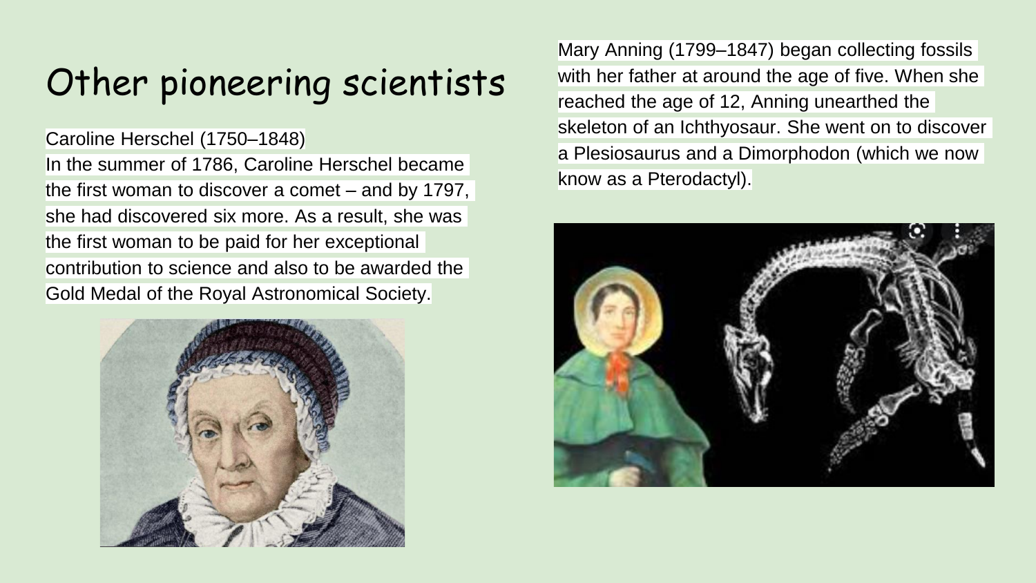# Other pioneering scientists

Caroline Herschel (1750–1848)

In the summer of 1786, Caroline Herschel became the first woman to discover a comet – and by 1797, she had discovered six more. As a result, she was the first woman to be paid for her exceptional contribution to science and also to be awarded the Gold Medal of the Royal Astronomical Society.

Mary Anning (1799–1847) began collecting fossils with her father at around the age of five. When she reached the age of 12, Anning unearthed the skeleton of an Ichthyosaur. She went on to discover a Plesiosaurus and a Dimorphodon (which we now know as a Pterodactyl).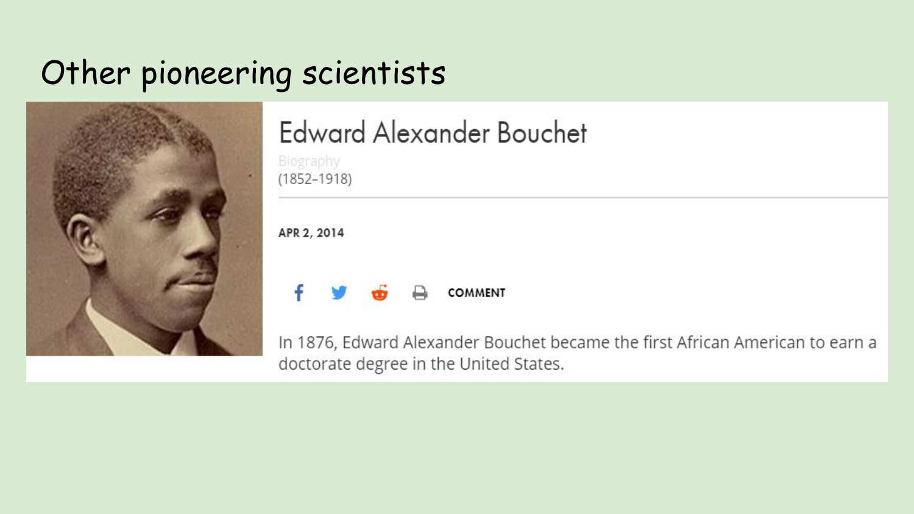# Other pioneering scientists

## Edward Alexander Bouchet

Biography

(1852–1918)

APR 2, 2014

COMMENT

In 1876, Edward Alexander Bouchet became the first African American to earn a doctorate degree in the United States.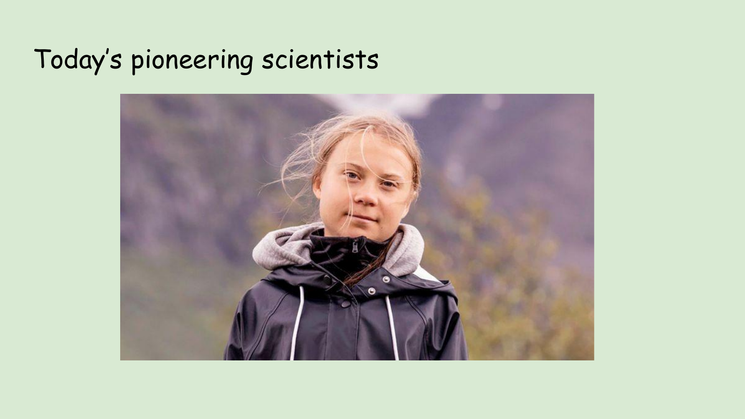# Today's pioneering scientists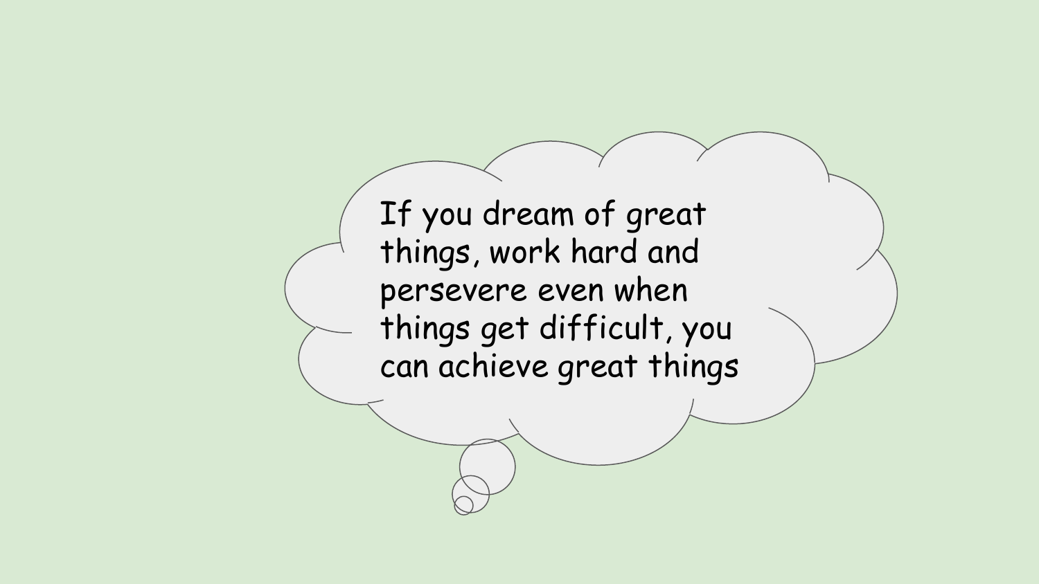If you dream of great things, work hard and persevere even when things get difficult, you can achieve great things